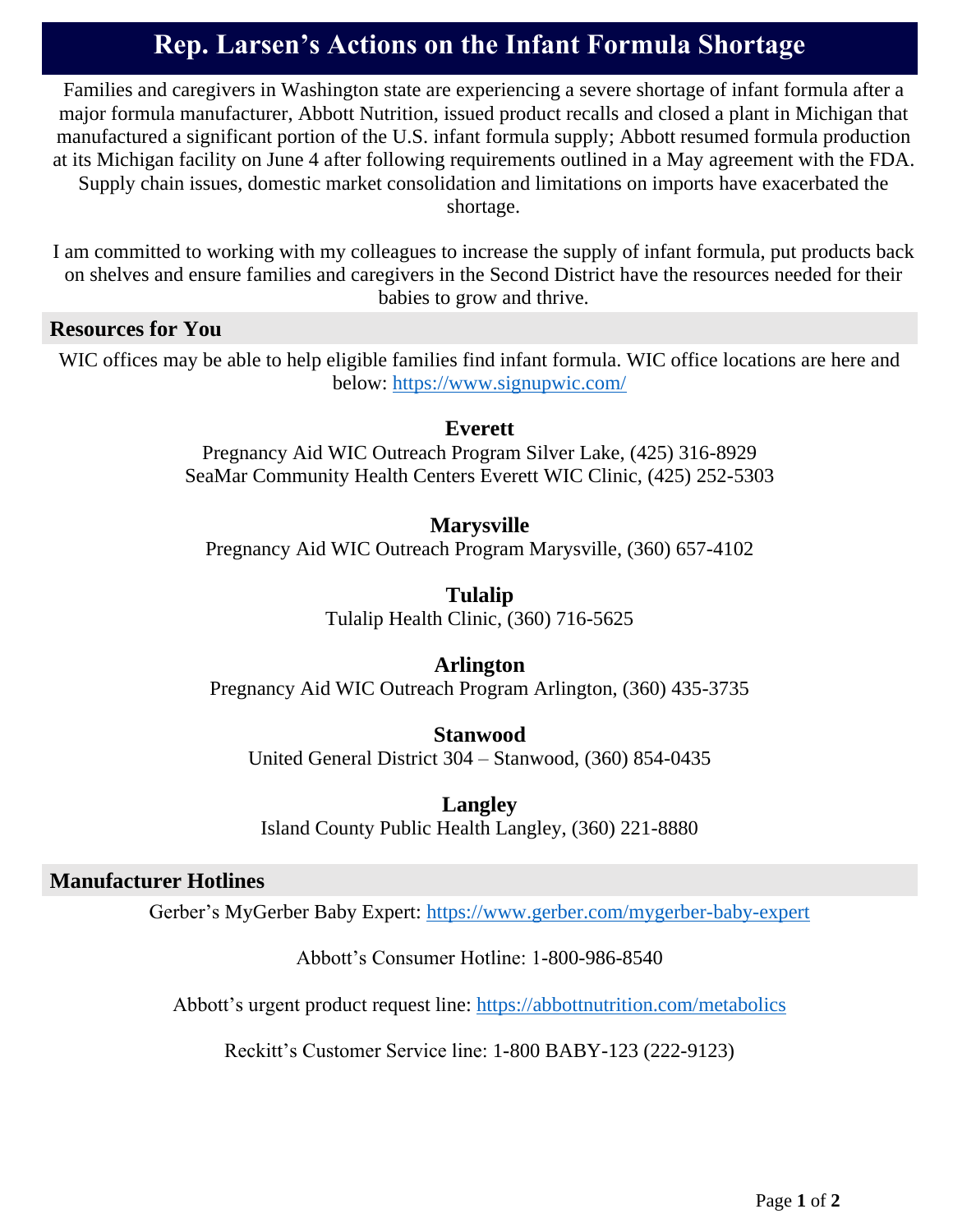# Rep. Larsen's Actions on the Infant Formula Shortage

Families and caregivers in Washington state are experiencing a severe shortage of infant formula after a major formula manufacturer, Abbott Nutrition, issued product recalls and closed a plant in Michigan that manufactured a significant portion of the U.S. infant formula supply; Abbott resumed formula production at its Michigan facility on June 4 after following requirements outlined in a May agreement with the FDA. Supply chain issues, domestic market consolidation and limitations on imports have exacerbated the shortage.

I am committed to working with my colleagues to increase the supply of infant formula, put products back on shelves and ensure families and caregivers in the Second District have the resources needed for their babies to grow and thrive.

## Resources for You

WIC offices may be able to help eligible families find infant formula. WIC office locations are here and below: https://www.signupwic.com/

### Everett

Pregnancy Aid WIC Outreach Program Silver Lake, (425) 316-8929
SeaMar Community Health Centers Everett WIC Clinic, (425) 252-5303

### Marysville

Pregnancy Aid WIC Outreach Program Marysville, (360) 657-4102

### Tulalip

Tulalip Health Clinic, (360) 716-5625

### Arlington

Pregnancy Aid WIC Outreach Program Arlington, (360) 435-3735

### Stanwood

United General District 304 – Stanwood, (360) 854-0435

### Langley

Island County Public Health Langley, (360) 221-8880

## Manufacturer Hotlines

Gerber's MyGerber Baby Expert: https://www.gerber.com/mygerber-baby-expert

Abbott's Consumer Hotline: 1-800-986-8540

Abbott's urgent product request line: https://abbottnutrition.com/metabolics

Reckitt's Customer Service line: 1-800 BABY-123 (222-9123)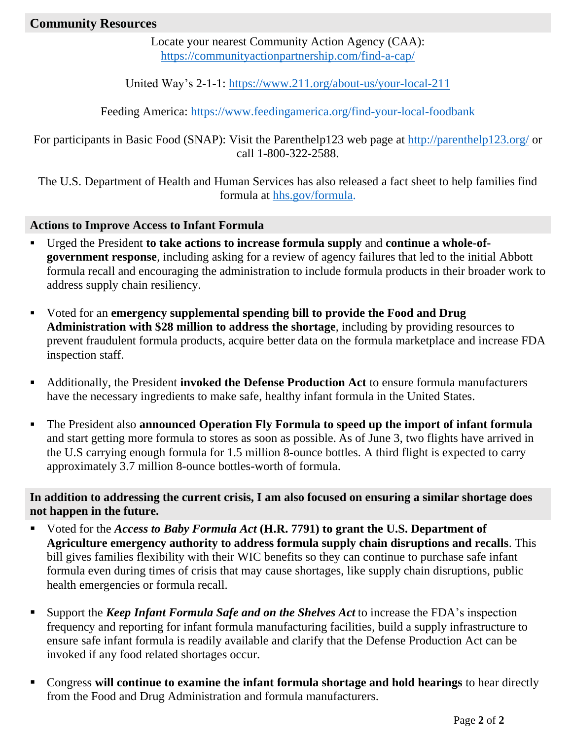## Community Resources

Locate your nearest Community Action Agency (CAA): https://communityactionpartnership.com/find-a-cap/

United Way's 2-1-1: https://www.211.org/about-us/your-local-211

Feeding America: https://www.feedingamerica.org/find-your-local-foodbank

For participants in Basic Food (SNAP): Visit the Parenthelp123 web page at http://parenthelp123.org/ or call 1-800-322-2588.

The U.S. Department of Health and Human Services has also released a fact sheet to help families find formula at hhs.gov/formula.

## Actions to Improve Access to Infant Formula

- Urged the President **to take actions to increase formula supply** and **continue a whole-of-government response**, including asking for a review of agency failures that led to the initial Abbott formula recall and encouraging the administration to include formula products in their broader work to address supply chain resiliency.
- Voted for an **emergency supplemental spending bill to provide the Food and Drug Administration with $28 million to address the shortage**, including by providing resources to prevent fraudulent formula products, acquire better data on the formula marketplace and increase FDA inspection staff.
- Additionally, the President **invoked the Defense Production Act** to ensure formula manufacturers have the necessary ingredients to make safe, healthy infant formula in the United States.
- The President also **announced Operation Fly Formula to speed up the import of infant formula** and start getting more formula to stores as soon as possible. As of June 3, two flights have arrived in the U.S carrying enough formula for 1.5 million 8-ounce bottles. A third flight is expected to carry approximately 3.7 million 8-ounce bottles-worth of formula.

## In addition to addressing the current crisis, I am also focused on ensuring a similar shortage does not happen in the future.

- Voted for the ***Access to Baby Formula Act*** **(H.R. 7791) to grant the U.S. Department of Agriculture emergency authority to address formula supply chain disruptions and recalls**. This bill gives families flexibility with their WIC benefits so they can continue to purchase safe infant formula even during times of crisis that may cause shortages, like supply chain disruptions, public health emergencies or formula recall.
- Support the ***Keep Infant Formula Safe and on the Shelves Act*** to increase the FDA's inspection frequency and reporting for infant formula manufacturing facilities, build a supply infrastructure to ensure safe infant formula is readily available and clarify that the Defense Production Act can be invoked if any food related shortages occur.
- Congress **will continue to examine the infant formula shortage and hold hearings** to hear directly from the Food and Drug Administration and formula manufacturers.